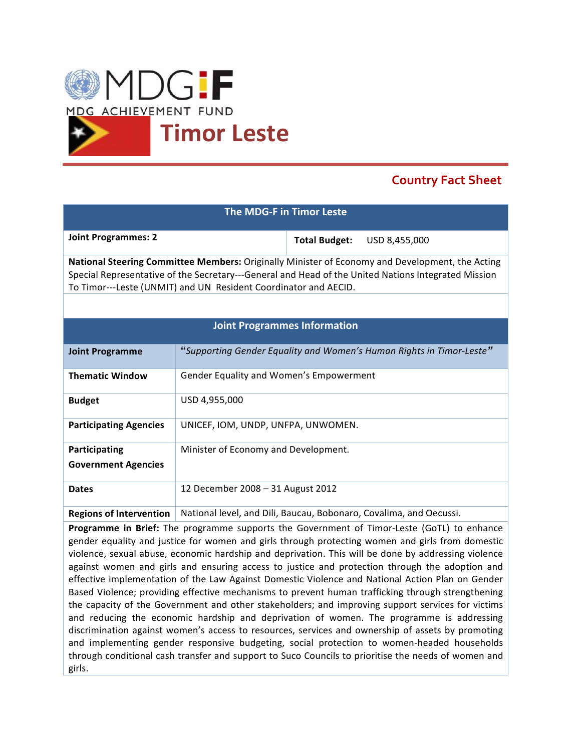# MDG-F

MDG ACHIEVEMENT FUND

# Timor Leste

## Country Fact Sheet

| The MDG-F in Timor Leste | |
|---|---|
| **Joint Programmes: 2** | **Total Budget:** USD 8,455,000 |
| **National Steering Committee Members:** Originally Minister of Economy and Development, the Acting Special Representative of the Secretary---General and Head of the United Nations Integrated Mission To Timor---Leste (UNMIT) and UN Resident Coordinator and AECID. | |

| Joint Programmes Information | |
|---|---|
| **Joint Programme** | "*Supporting Gender Equality and Women's Human Rights in Timor-Leste*" |
| **Thematic Window** | Gender Equality and Women's Empowerment |
| **Budget** | USD 4,955,000 |
| **Participating Agencies** | UNICEF, IOM, UNDP, UNFPA, UNWOMEN. |
| **Participating Government Agencies** | Minister of Economy and Development. |
| **Dates** | 12 December 2008 – 31 August 2012 |
| **Regions of Intervention** | National level, and Dili, Baucau, Bobonaro, Covalima, and Oecussi. |

**Programme in Brief:** The programme supports the Government of Timor-Leste (GoTL) to enhance gender equality and justice for women and girls through protecting women and girls from domestic violence, sexual abuse, economic hardship and deprivation. This will be done by addressing violence against women and girls and ensuring access to justice and protection through the adoption and effective implementation of the Law Against Domestic Violence and National Action Plan on Gender Based Violence; providing effective mechanisms to prevent human trafficking through strengthening the capacity of the Government and other stakeholders; and improving support services for victims and reducing the economic hardship and deprivation of women. The programme is addressing discrimination against women's access to resources, services and ownership of assets by promoting and implementing gender responsive budgeting, social protection to women-headed households through conditional cash transfer and support to Suco Councils to prioritise the needs of women and girls.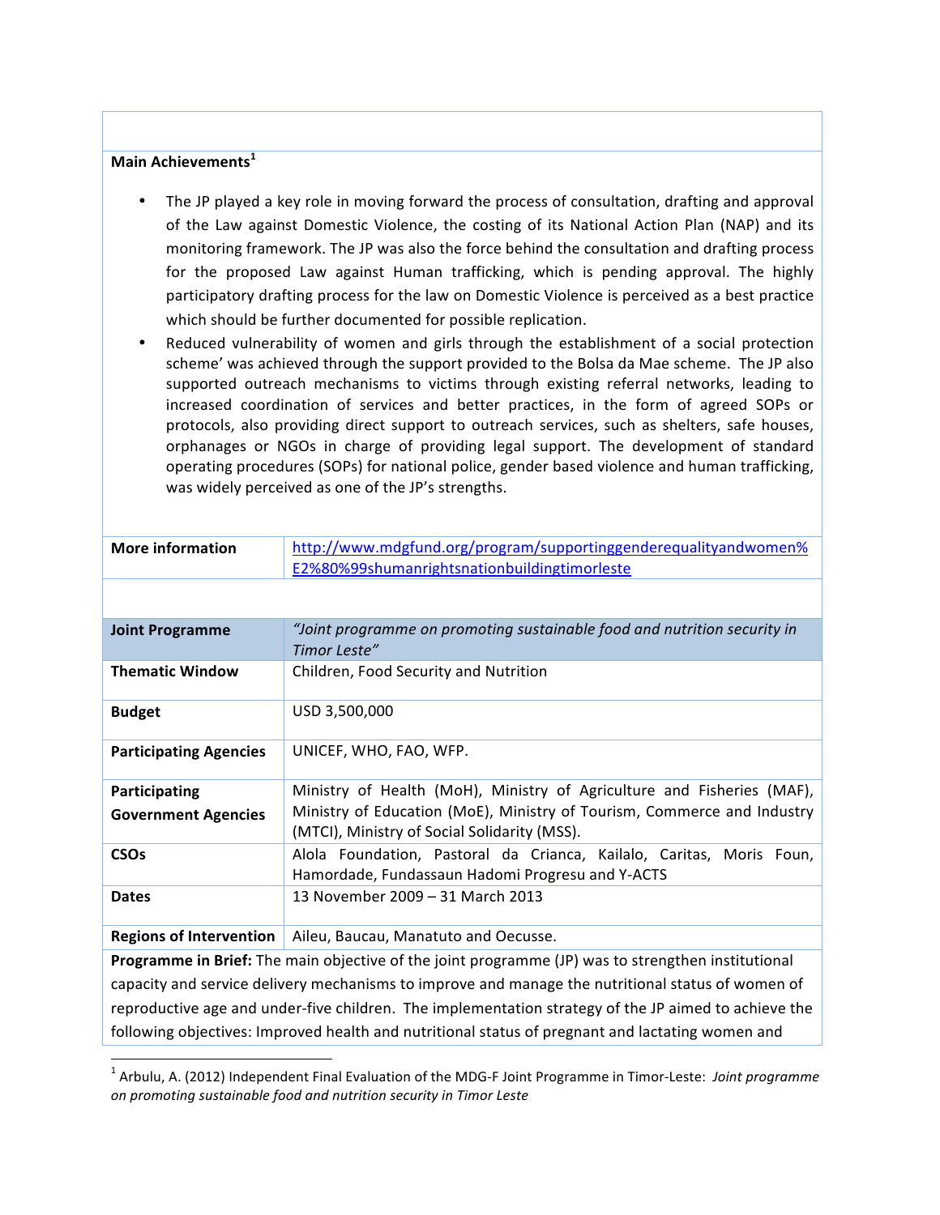**Main Achievements**[1]

- The JP played a key role in moving forward the process of consultation, drafting and approval of the Law against Domestic Violence, the costing of its National Action Plan (NAP) and its monitoring framework. The JP was also the force behind the consultation and drafting process for the proposed Law against Human trafficking, which is pending approval. The highly participatory drafting process for the law on Domestic Violence is perceived as a best practice which should be further documented for possible replication.
- Reduced vulnerability of women and girls through the establishment of a social protection scheme' was achieved through the support provided to the Bolsa da Mae scheme. The JP also supported outreach mechanisms to victims through existing referral networks, leading to increased coordination of services and better practices, in the form of agreed SOPs or protocols, also providing direct support to outreach services, such as shelters, safe houses, orphanages or NGOs in charge of providing legal support. The development of standard operating procedures (SOPs) for national police, gender based violence and human trafficking, was widely perceived as one of the JP's strengths.

| **More information** | [http://www.mdgfund.org/program/supportinggenderequalityandwomen%E2%80%99shumanrightsnationbuildingtimorleste](http://www.mdgfund.org/program/supportinggenderequalityandwomen%E2%80%99shumanrightsnationbuildingtimorleste) |
|---|---|

| **Joint Programme** | *"Joint programme on promoting sustainable food and nutrition security in Timor Leste"* |
|---|---|
| **Thematic Window** | Children, Food Security and Nutrition |
| **Budget** | USD 3,500,000 |
| **Participating Agencies** | UNICEF, WHO, FAO, WFP. |
| **Participating Government Agencies** | Ministry of Health (MoH), Ministry of Agriculture and Fisheries (MAF), Ministry of Education (MoE), Ministry of Tourism, Commerce and Industry (MTCI), Ministry of Social Solidarity (MSS). |
| **CSOs** | Alola Foundation, Pastoral da Crianca, Kailalo, Caritas, Moris Foun, Hamordade, Fundassaun Hadomi Progresu and Y-ACTS |
| **Dates** | 13 November 2009 – 31 March 2013 |
| **Regions of Intervention** | Aileu, Baucau, Manatuto and Oecusse. |

**Programme in Brief:** The main objective of the joint programme (JP) was to strengthen institutional capacity and service delivery mechanisms to improve and manage the nutritional status of women of reproductive age and under-five children. The implementation strategy of the JP aimed to achieve the following objectives: Improved health and nutritional status of pregnant and lactating women and

[1] Arbulu, A. (2012) Independent Final Evaluation of the MDG-F Joint Programme in Timor-Leste: *Joint programme on promoting sustainable food and nutrition security in Timor Leste*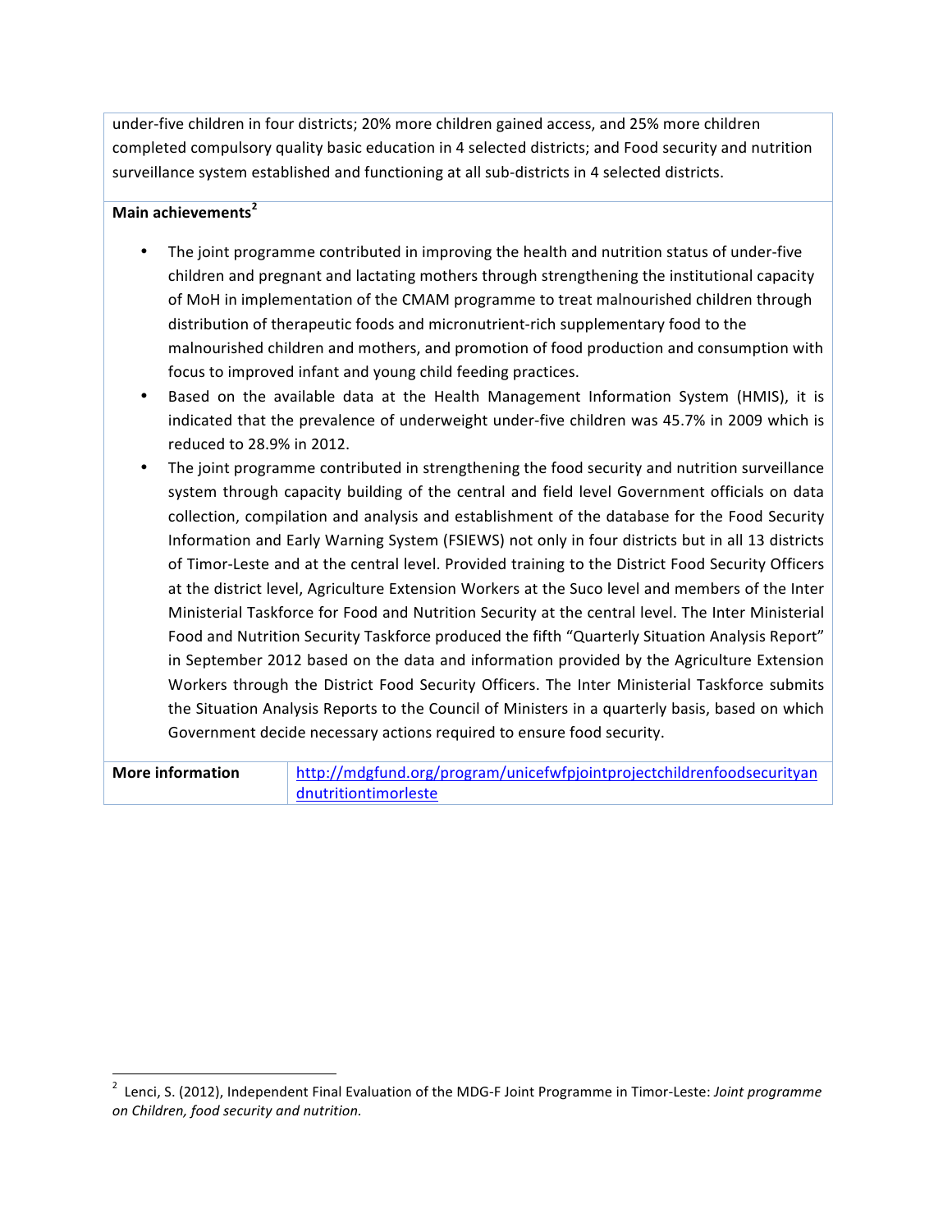under-five children in four districts; 20% more children gained access, and 25% more children completed compulsory quality basic education in 4 selected districts; and Food security and nutrition surveillance system established and functioning at all sub-districts in 4 selected districts.

**Main achievements**[2]

- The joint programme contributed in improving the health and nutrition status of under-five children and pregnant and lactating mothers through strengthening the institutional capacity of MoH in implementation of the CMAM programme to treat malnourished children through distribution of therapeutic foods and micronutrient-rich supplementary food to the malnourished children and mothers, and promotion of food production and consumption with focus to improved infant and young child feeding practices.
- Based on the available data at the Health Management Information System (HMIS), it is indicated that the prevalence of underweight under-five children was 45.7% in 2009 which is reduced to 28.9% in 2012.
- The joint programme contributed in strengthening the food security and nutrition surveillance system through capacity building of the central and field level Government officials on data collection, compilation and analysis and establishment of the database for the Food Security Information and Early Warning System (FSIEWS) not only in four districts but in all 13 districts of Timor-Leste and at the central level. Provided training to the District Food Security Officers at the district level, Agriculture Extension Workers at the Suco level and members of the Inter Ministerial Taskforce for Food and Nutrition Security at the central level. The Inter Ministerial Food and Nutrition Security Taskforce produced the fifth "Quarterly Situation Analysis Report" in September 2012 based on the data and information provided by the Agriculture Extension Workers through the District Food Security Officers. The Inter Ministerial Taskforce submits the Situation Analysis Reports to the Council of Ministers in a quarterly basis, based on which Government decide necessary actions required to ensure food security.

| | |
|---|---|
| **More information** | http://mdgfund.org/program/unicefwfpjointprojectchildrenfoodsecurityandnutritiontimorleste |

[2] Lenci, S. (2012), Independent Final Evaluation of the MDG-F Joint Programme in Timor-Leste: *Joint programme on Children, food security and nutrition.*